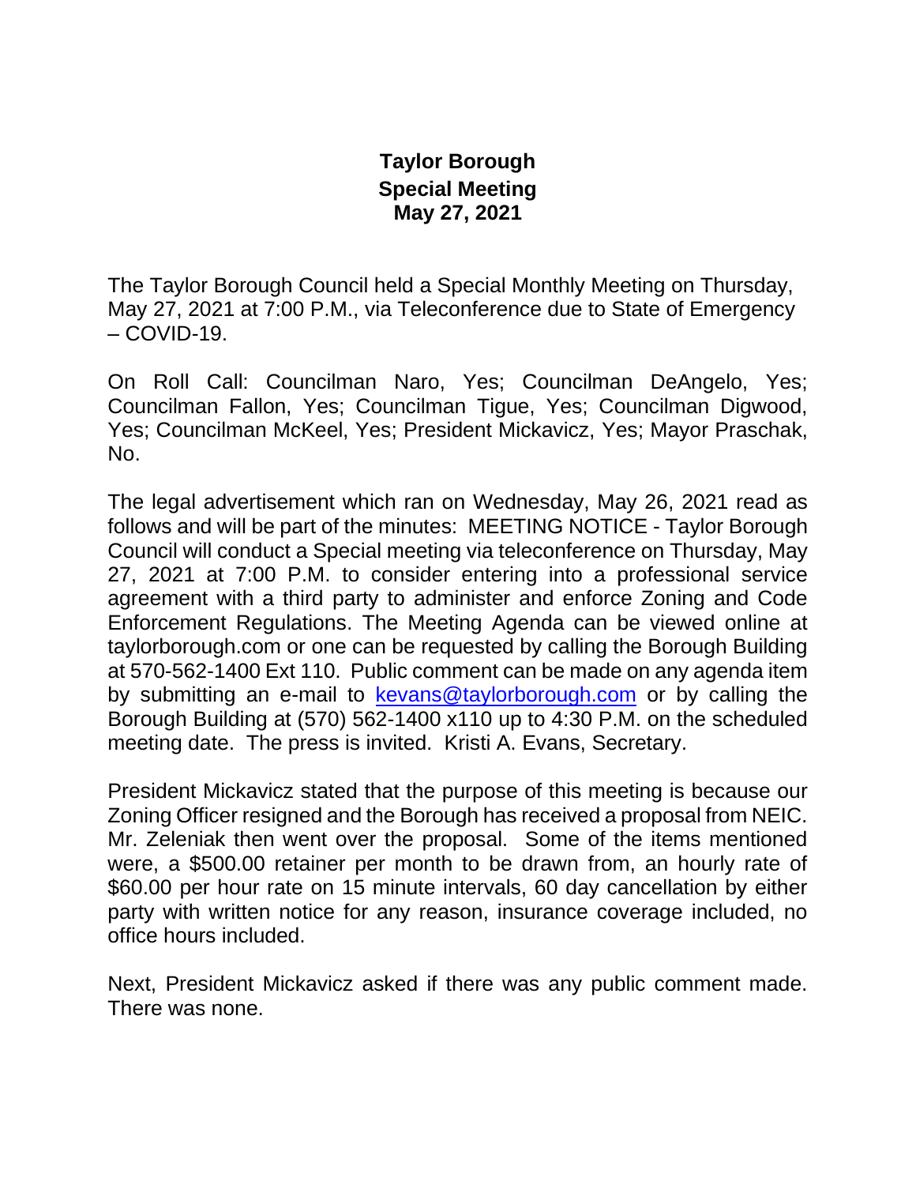# Taylor Borough
## Special Meeting
## May 27, 2021

The Taylor Borough Council held a Special Monthly Meeting on Thursday, May 27, 2021 at 7:00 P.M., via Teleconference due to State of Emergency – COVID-19.

On Roll Call: Councilman Naro, Yes; Councilman DeAngelo, Yes; Councilman Fallon, Yes; Councilman Tigue, Yes; Councilman Digwood, Yes; Councilman McKeel, Yes; President Mickavicz, Yes; Mayor Praschak, No.

The legal advertisement which ran on Wednesday, May 26, 2021 read as follows and will be part of the minutes: MEETING NOTICE - Taylor Borough Council will conduct a Special meeting via teleconference on Thursday, May 27, 2021 at 7:00 P.M. to consider entering into a professional service agreement with a third party to administer and enforce Zoning and Code Enforcement Regulations. The Meeting Agenda can be viewed online at taylorborough.com or one can be requested by calling the Borough Building at 570-562-1400 Ext 110. Public comment can be made on any agenda item by submitting an e-mail to kevans@taylorborough.com or by calling the Borough Building at (570) 562-1400 x110 up to 4:30 P.M. on the scheduled meeting date. The press is invited. Kristi A. Evans, Secretary.

President Mickavicz stated that the purpose of this meeting is because our Zoning Officer resigned and the Borough has received a proposal from NEIC. Mr. Zeleniak then went over the proposal. Some of the items mentioned were, a $500.00 retainer per month to be drawn from, an hourly rate of $60.00 per hour rate on 15 minute intervals, 60 day cancellation by either party with written notice for any reason, insurance coverage included, no office hours included.

Next, President Mickavicz asked if there was any public comment made. There was none.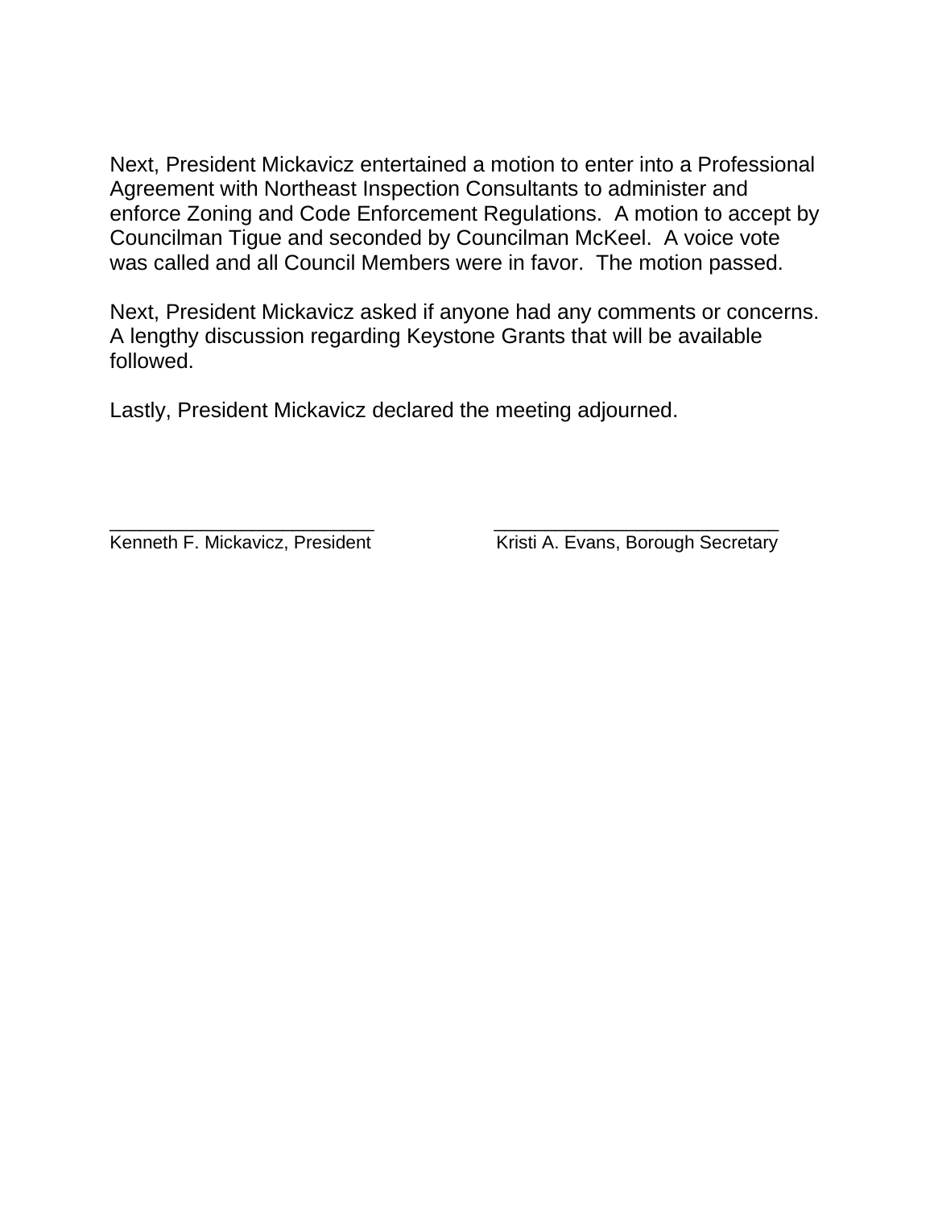Next, President Mickavicz entertained a motion to enter into a Professional Agreement with Northeast Inspection Consultants to administer and enforce Zoning and Code Enforcement Regulations. A motion to accept by Councilman Tigue and seconded by Councilman McKeel. A voice vote was called and all Council Members were in favor. The motion passed.

Next, President Mickavicz asked if anyone had any comments or concerns. A lengthy discussion regarding Keystone Grants that will be available followed.

Lastly, President Mickavicz declared the meeting adjourned.

| | |
|---|---|
| \_\_\_\_\_\_\_\_\_\_\_\_\_\_\_\_\_\_\_\_\_\_\_\_\_\_ | \_\_\_\_\_\_\_\_\_\_\_\_\_\_\_\_\_\_\_\_\_\_\_\_\_\_\_\_ |
| Kenneth F. Mickavicz, President | Kristi A. Evans, Borough Secretary |